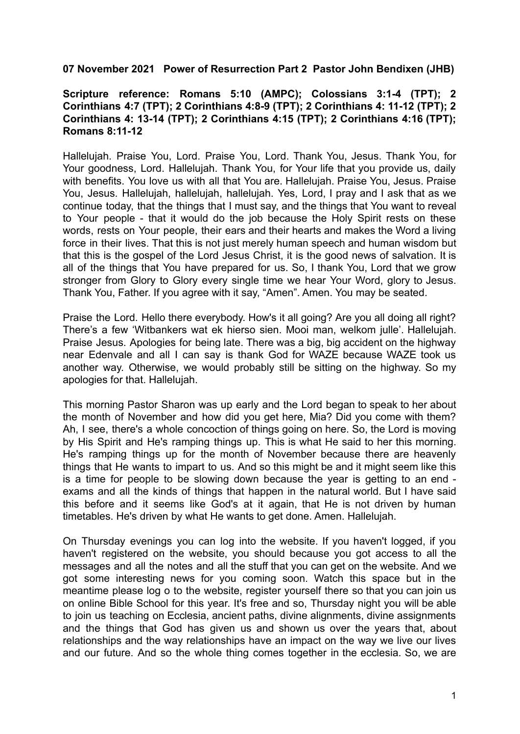**07 November 2021 Power of Resurrection Part 2 Pastor John Bendixen (JHB)**

**Scripture reference: Romans 5:10 (AMPC); Colossians 3:1-4 (TPT); 2 Corinthians 4:7 (TPT); 2 Corinthians 4:8-9 (TPT); 2 Corinthians 4: 11-12 (TPT); 2 Corinthians 4: 13-14 (TPT); 2 Corinthians 4:15 (TPT); 2 Corinthians 4:16 (TPT); Romans 8:11-12**

Hallelujah. Praise You, Lord. Praise You, Lord. Thank You, Jesus. Thank You, for Your goodness, Lord. Hallelujah. Thank You, for Your life that you provide us, daily with benefits. You love us with all that You are. Hallelujah. Praise You, Jesus. Praise You, Jesus. Hallelujah, hallelujah, hallelujah. Yes, Lord, I pray and I ask that as we continue today, that the things that I must say, and the things that You want to reveal to Your people - that it would do the job because the Holy Spirit rests on these words, rests on Your people, their ears and their hearts and makes the Word a living force in their lives. That this is not just merely human speech and human wisdom but that this is the gospel of the Lord Jesus Christ, it is the good news of salvation. It is all of the things that You have prepared for us. So, I thank You, Lord that we grow stronger from Glory to Glory every single time we hear Your Word, glory to Jesus. Thank You, Father. If you agree with it say, "Amen". Amen. You may be seated.

Praise the Lord. Hello there everybody. How's it all going? Are you all doing all right? There's a few 'Witbankers wat ek hierso sien. Mooi man, welkom julle'. Hallelujah. Praise Jesus. Apologies for being late. There was a big, big accident on the highway near Edenvale and all I can say is thank God for WAZE because WAZE took us another way. Otherwise, we would probably still be sitting on the highway. So my apologies for that. Hallelujah.

This morning Pastor Sharon was up early and the Lord began to speak to her about the month of November and how did you get here, Mia? Did you come with them? Ah, I see, there's a whole concoction of things going on here. So, the Lord is moving by His Spirit and He's ramping things up. This is what He said to her this morning. He's ramping things up for the month of November because there are heavenly things that He wants to impart to us. And so this might be and it might seem like this is a time for people to be slowing down because the year is getting to an end - exams and all the kinds of things that happen in the natural world. But I have said this before and it seems like God's at it again, that He is not driven by human timetables. He's driven by what He wants to get done. Amen. Hallelujah.

On Thursday evenings you can log into the website. If you haven't logged, if you haven't registered on the website, you should because you got access to all the messages and all the notes and all the stuff that you can get on the website. And we got some interesting news for you coming soon. Watch this space but in the meantime please log o to the website, register yourself there so that you can join us on online Bible School for this year. It's free and so, Thursday night you will be able to join us teaching on Ecclesia, ancient paths, divine alignments, divine assignments and the things that God has given us and shown us over the years that, about relationships and the way relationships have an impact on the way we live our lives and our future. And so the whole thing comes together in the ecclesia. So, we are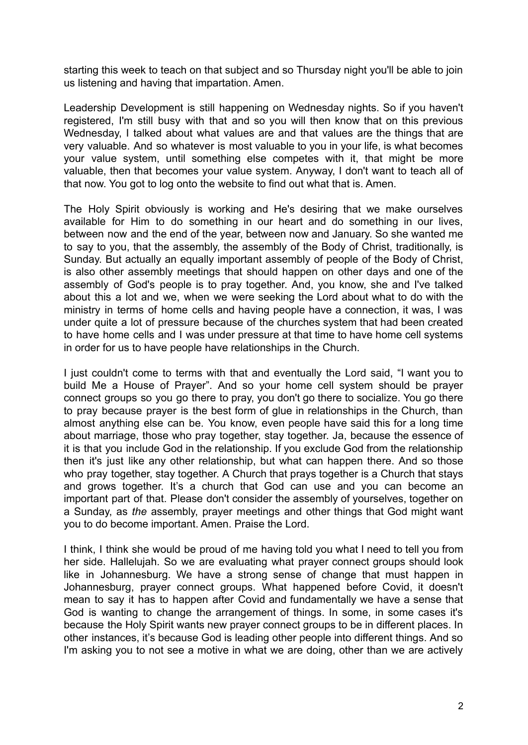starting this week to teach on that subject and so Thursday night you'll be able to join us listening and having that impartation. Amen.

Leadership Development is still happening on Wednesday nights. So if you haven't registered, I'm still busy with that and so you will then know that on this previous Wednesday, I talked about what values are and that values are the things that are very valuable. And so whatever is most valuable to you in your life, is what becomes your value system, until something else competes with it, that might be more valuable, then that becomes your value system. Anyway, I don't want to teach all of that now. You got to log onto the website to find out what that is. Amen.

The Holy Spirit obviously is working and He's desiring that we make ourselves available for Him to do something in our heart and do something in our lives, between now and the end of the year, between now and January. So she wanted me to say to you, that the assembly, the assembly of the Body of Christ, traditionally, is Sunday. But actually an equally important assembly of people of the Body of Christ, is also other assembly meetings that should happen on other days and one of the assembly of God's people is to pray together. And, you know, she and I've talked about this a lot and we, when we were seeking the Lord about what to do with the ministry in terms of home cells and having people have a connection, it was, I was under quite a lot of pressure because of the churches system that had been created to have home cells and I was under pressure at that time to have home cell systems in order for us to have people have relationships in the Church.

I just couldn't come to terms with that and eventually the Lord said, "I want you to build Me a House of Prayer". And so your home cell system should be prayer connect groups so you go there to pray, you don't go there to socialize. You go there to pray because prayer is the best form of glue in relationships in the Church, than almost anything else can be. You know, even people have said this for a long time about marriage, those who pray together, stay together. Ja, because the essence of it is that you include God in the relationship. If you exclude God from the relationship then it's just like any other relationship, but what can happen there. And so those who pray together, stay together. A Church that prays together is a Church that stays and grows together. It's a church that God can use and you can become an important part of that. Please don't consider the assembly of yourselves, together on a Sunday, as *the* assembly, prayer meetings and other things that God might want you to do become important. Amen. Praise the Lord.

I think, I think she would be proud of me having told you what I need to tell you from her side. Hallelujah. So we are evaluating what prayer connect groups should look like in Johannesburg. We have a strong sense of change that must happen in Johannesburg, prayer connect groups. What happened before Covid, it doesn't mean to say it has to happen after Covid and fundamentally we have a sense that God is wanting to change the arrangement of things. In some, in some cases it's because the Holy Spirit wants new prayer connect groups to be in different places. In other instances, it's because God is leading other people into different things. And so I'm asking you to not see a motive in what we are doing, other than we are actively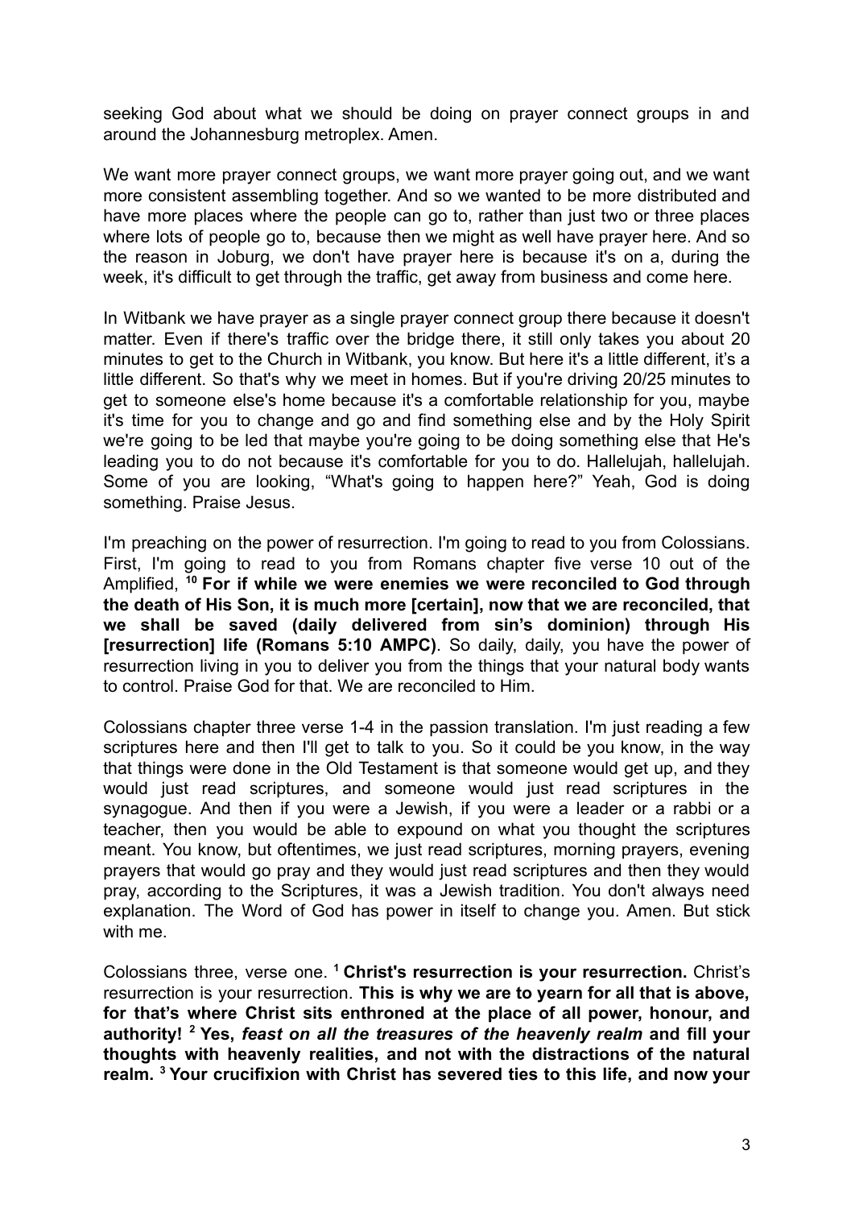seeking God about what we should be doing on prayer connect groups in and around the Johannesburg metroplex. Amen.

We want more prayer connect groups, we want more prayer going out, and we want more consistent assembling together. And so we wanted to be more distributed and have more places where the people can go to, rather than just two or three places where lots of people go to, because then we might as well have prayer here. And so the reason in Joburg, we don't have prayer here is because it's on a, during the week, it's difficult to get through the traffic, get away from business and come here.

In Witbank we have prayer as a single prayer connect group there because it doesn't matter. Even if there's traffic over the bridge there, it still only takes you about 20 minutes to get to the Church in Witbank, you know. But here it's a little different, it's a little different. So that's why we meet in homes. But if you're driving 20/25 minutes to get to someone else's home because it's a comfortable relationship for you, maybe it's time for you to change and go and find something else and by the Holy Spirit we're going to be led that maybe you're going to be doing something else that He's leading you to do not because it's comfortable for you to do. Hallelujah, hallelujah. Some of you are looking, "What's going to happen here?" Yeah, God is doing something. Praise Jesus.

I'm preaching on the power of resurrection. I'm going to read to you from Colossians. First, I'm going to read to you from Romans chapter five verse 10 out of the Amplified, **[10] For if while we were enemies we were reconciled to God through the death of His Son, it is much more [certain], now that we are reconciled, that we shall be saved (daily delivered from sin's dominion) through His [resurrection] life (Romans 5:10 AMPC)**. So daily, daily, you have the power of resurrection living in you to deliver you from the things that your natural body wants to control. Praise God for that. We are reconciled to Him.

Colossians chapter three verse 1-4 in the passion translation. I'm just reading a few scriptures here and then I'll get to talk to you. So it could be you know, in the way that things were done in the Old Testament is that someone would get up, and they would just read scriptures, and someone would just read scriptures in the synagogue. And then if you were a Jewish, if you were a leader or a rabbi or a teacher, then you would be able to expound on what you thought the scriptures meant. You know, but oftentimes, we just read scriptures, morning prayers, evening prayers that would go pray and they would just read scriptures and then they would pray, according to the Scriptures, it was a Jewish tradition. You don't always need explanation. The Word of God has power in itself to change you. Amen. But stick with me.

Colossians three, verse one. **[1] Christ's resurrection is your resurrection.** Christ's resurrection is your resurrection. **This is why we are to yearn for all that is above, for that's where Christ sits enthroned at the place of all power, honour, and authority! [2] Yes, *feast on all the treasures of the heavenly realm* and fill your thoughts with heavenly realities, and not with the distractions of the natural realm. [3] Your crucifixion with Christ has severed ties to this life, and now your**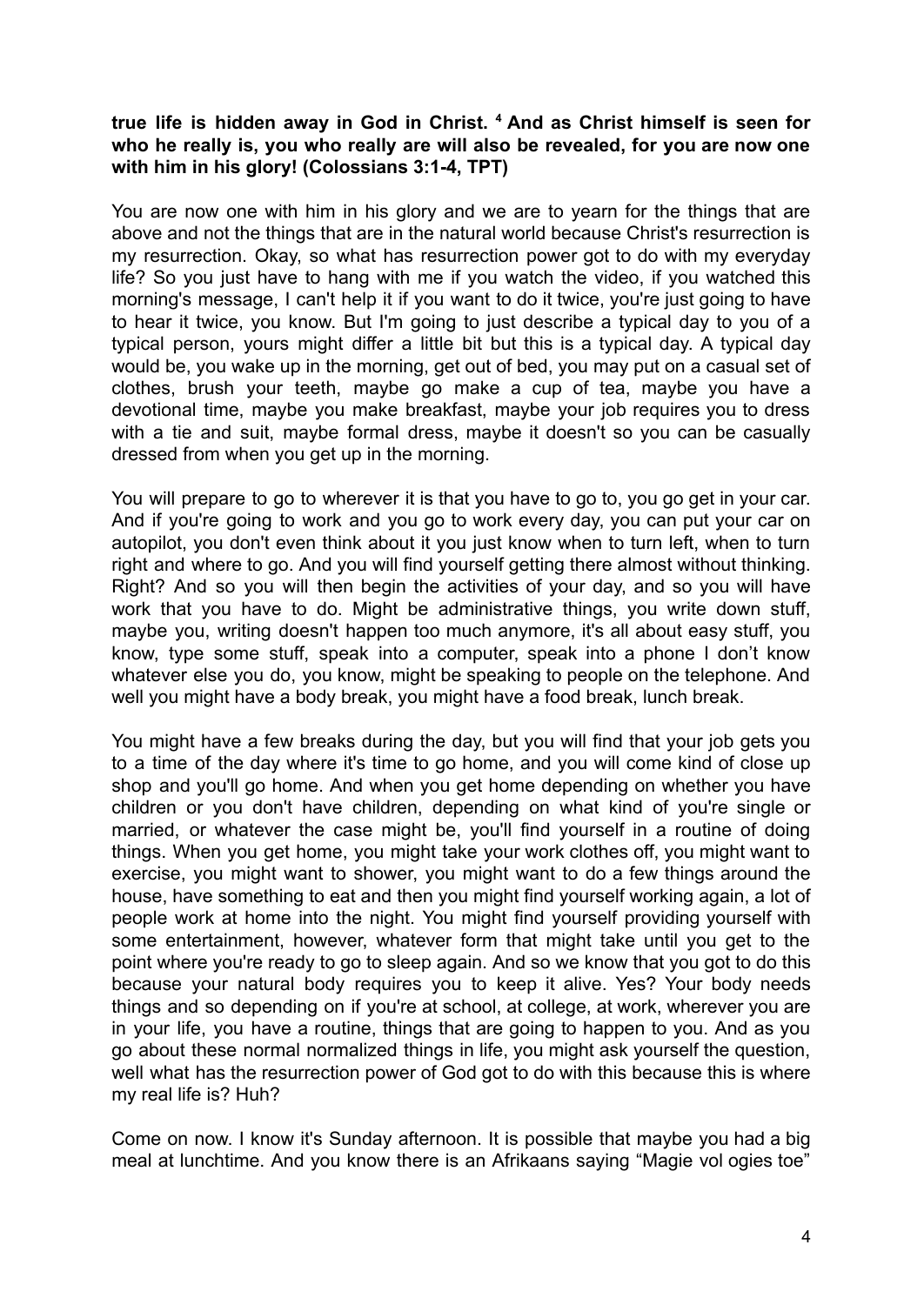**true life is hidden away in God in Christ. [4] And as Christ himself is seen for who he really is, you who really are will also be revealed, for you are now one with him in his glory! (Colossians 3:1-4, TPT)**

You are now one with him in his glory and we are to yearn for the things that are above and not the things that are in the natural world because Christ's resurrection is my resurrection. Okay, so what has resurrection power got to do with my everyday life? So you just have to hang with me if you watch the video, if you watched this morning's message, I can't help it if you want to do it twice, you're just going to have to hear it twice, you know. But I'm going to just describe a typical day to you of a typical person, yours might differ a little bit but this is a typical day. A typical day would be, you wake up in the morning, get out of bed, you may put on a casual set of clothes, brush your teeth, maybe go make a cup of tea, maybe you have a devotional time, maybe you make breakfast, maybe your job requires you to dress with a tie and suit, maybe formal dress, maybe it doesn't so you can be casually dressed from when you get up in the morning.

You will prepare to go to wherever it is that you have to go to, you go get in your car. And if you're going to work and you go to work every day, you can put your car on autopilot, you don't even think about it you just know when to turn left, when to turn right and where to go. And you will find yourself getting there almost without thinking. Right? And so you will then begin the activities of your day, and so you will have work that you have to do. Might be administrative things, you write down stuff, maybe you, writing doesn't happen too much anymore, it's all about easy stuff, you know, type some stuff, speak into a computer, speak into a phone I don't know whatever else you do, you know, might be speaking to people on the telephone. And well you might have a body break, you might have a food break, lunch break.

You might have a few breaks during the day, but you will find that your job gets you to a time of the day where it's time to go home, and you will come kind of close up shop and you'll go home. And when you get home depending on whether you have children or you don't have children, depending on what kind of you're single or married, or whatever the case might be, you'll find yourself in a routine of doing things. When you get home, you might take your work clothes off, you might want to exercise, you might want to shower, you might want to do a few things around the house, have something to eat and then you might find yourself working again, a lot of people work at home into the night. You might find yourself providing yourself with some entertainment, however, whatever form that might take until you get to the point where you're ready to go to sleep again. And so we know that you got to do this because your natural body requires you to keep it alive. Yes? Your body needs things and so depending on if you're at school, at college, at work, wherever you are in your life, you have a routine, things that are going to happen to you. And as you go about these normal normalized things in life, you might ask yourself the question, well what has the resurrection power of God got to do with this because this is where my real life is? Huh?

Come on now. I know it's Sunday afternoon. It is possible that maybe you had a big meal at lunchtime. And you know there is an Afrikaans saying "Magie vol ogies toe"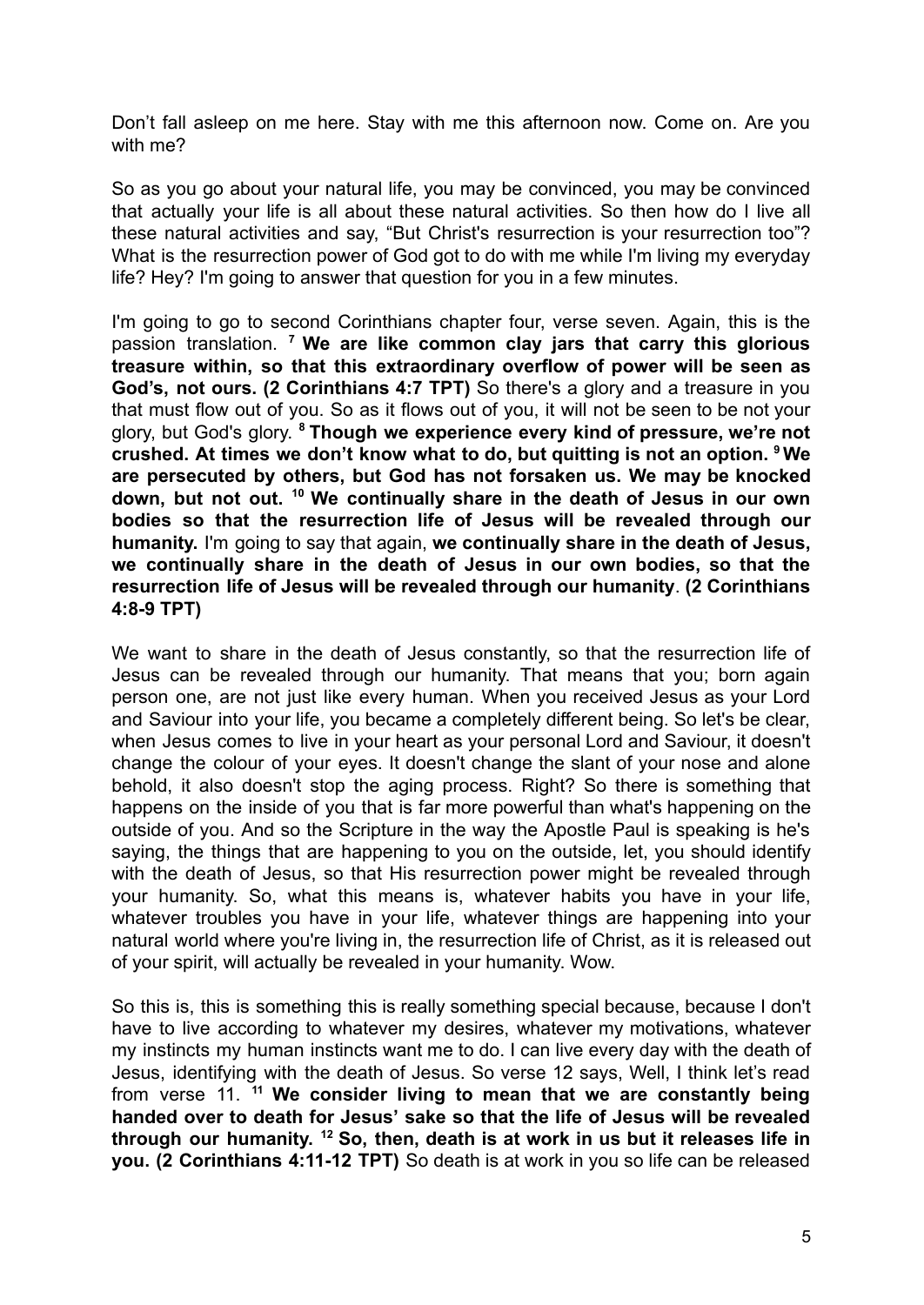Don't fall asleep on me here. Stay with me this afternoon now. Come on. Are you with me?

So as you go about your natural life, you may be convinced, you may be convinced that actually your life is all about these natural activities. So then how do I live all these natural activities and say, "But Christ's resurrection is your resurrection too"? What is the resurrection power of God got to do with me while I'm living my everyday life? Hey? I'm going to answer that question for you in a few minutes.

I'm going to go to second Corinthians chapter four, verse seven. Again, this is the passion translation. [7] **We are like common clay jars that carry this glorious treasure within, so that this extraordinary overflow of power will be seen as God's, not ours. (2 Corinthians 4:7 TPT)** So there's a glory and a treasure in you that must flow out of you. So as it flows out of you, it will not be seen to be not your glory, but God's glory. [8] **Though we experience every kind of pressure, we're not crushed. At times we don't know what to do, but quitting is not an option.** [9] **We are persecuted by others, but God has not forsaken us. We may be knocked down, but not out.** [10] **We continually share in the death of Jesus in our own bodies so that the resurrection life of Jesus will be revealed through our humanity.** I'm going to say that again, **we continually share in the death of Jesus, we continually share in the death of Jesus in our own bodies, so that the resurrection life of Jesus will be revealed through our humanity**. **(2 Corinthians 4:8-9 TPT)**

We want to share in the death of Jesus constantly, so that the resurrection life of Jesus can be revealed through our humanity. That means that you; born again person one, are not just like every human. When you received Jesus as your Lord and Saviour into your life, you became a completely different being. So let's be clear, when Jesus comes to live in your heart as your personal Lord and Saviour, it doesn't change the colour of your eyes. It doesn't change the slant of your nose and alone behold, it also doesn't stop the aging process. Right? So there is something that happens on the inside of you that is far more powerful than what's happening on the outside of you. And so the Scripture in the way the Apostle Paul is speaking is he's saying, the things that are happening to you on the outside, let, you should identify with the death of Jesus, so that His resurrection power might be revealed through your humanity. So, what this means is, whatever habits you have in your life, whatever troubles you have in your life, whatever things are happening into your natural world where you're living in, the resurrection life of Christ, as it is released out of your spirit, will actually be revealed in your humanity. Wow.

So this is, this is something this is really something special because, because I don't have to live according to whatever my desires, whatever my motivations, whatever my instincts my human instincts want me to do. I can live every day with the death of Jesus, identifying with the death of Jesus. So verse 12 says, Well, I think let's read from verse 11. [11] **We consider living to mean that we are constantly being handed over to death for Jesus' sake so that the life of Jesus will be revealed through our humanity.** [12] **So, then, death is at work in us but it releases life in you. (2 Corinthians 4:11-12 TPT)** So death is at work in you so life can be released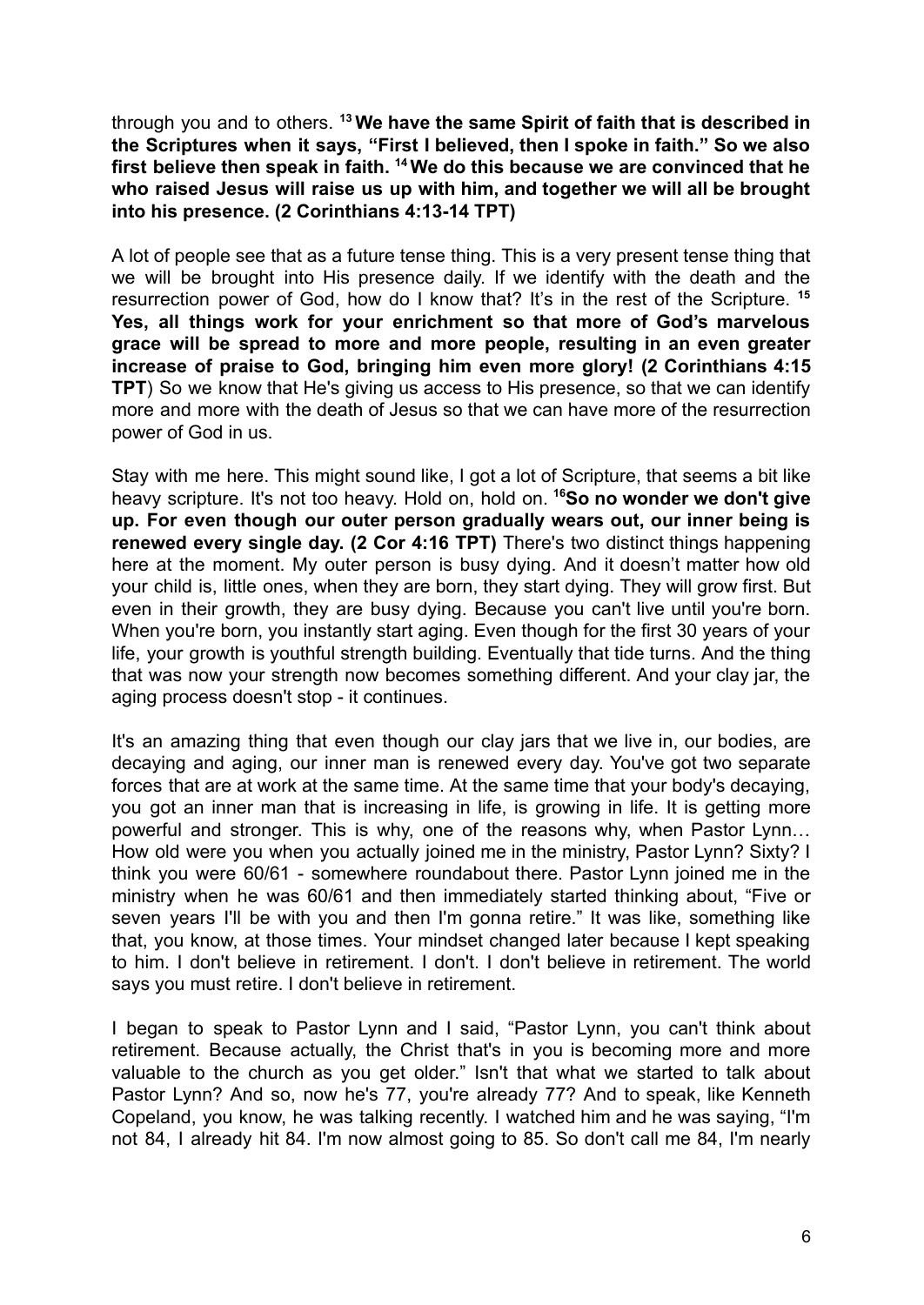through you and to others. [13] **We have the same Spirit of faith that is described in the Scriptures when it says, "First I believed, then I spoke in faith." So we also first believe then speak in faith.** [14] **We do this because we are convinced that he who raised Jesus will raise us up with him, and together we will all be brought into his presence. (2 Corinthians 4:13-14 TPT)**

A lot of people see that as a future tense thing. This is a very present tense thing that we will be brought into His presence daily. If we identify with the death and the resurrection power of God, how do I know that? It's in the rest of the Scripture. [15] **Yes, all things work for your enrichment so that more of God's marvelous grace will be spread to more and more people, resulting in an even greater increase of praise to God, bringing him even more glory! (2 Corinthians 4:15 TPT**) So we know that He's giving us access to His presence, so that we can identify more and more with the death of Jesus so that we can have more of the resurrection power of God in us.

Stay with me here. This might sound like, I got a lot of Scripture, that seems a bit like heavy scripture. It's not too heavy. Hold on, hold on. [16]**So no wonder we don't give up. For even though our outer person gradually wears out, our inner being is renewed every single day. (2 Cor 4:16 TPT)** There's two distinct things happening here at the moment. My outer person is busy dying. And it doesn't matter how old your child is, little ones, when they are born, they start dying. They will grow first. But even in their growth, they are busy dying. Because you can't live until you're born. When you're born, you instantly start aging. Even though for the first 30 years of your life, your growth is youthful strength building. Eventually that tide turns. And the thing that was now your strength now becomes something different. And your clay jar, the aging process doesn't stop - it continues.

It's an amazing thing that even though our clay jars that we live in, our bodies, are decaying and aging, our inner man is renewed every day. You've got two separate forces that are at work at the same time. At the same time that your body's decaying, you got an inner man that is increasing in life, is growing in life. It is getting more powerful and stronger. This is why, one of the reasons why, when Pastor Lynn… How old were you when you actually joined me in the ministry, Pastor Lynn? Sixty? I think you were 60/61 - somewhere roundabout there. Pastor Lynn joined me in the ministry when he was 60/61 and then immediately started thinking about, "Five or seven years I'll be with you and then I'm gonna retire." It was like, something like that, you know, at those times. Your mindset changed later because I kept speaking to him. I don't believe in retirement. I don't. I don't believe in retirement. The world says you must retire. I don't believe in retirement.

I began to speak to Pastor Lynn and I said, "Pastor Lynn, you can't think about retirement. Because actually, the Christ that's in you is becoming more and more valuable to the church as you get older." Isn't that what we started to talk about Pastor Lynn? And so, now he's 77, you're already 77? And to speak, like Kenneth Copeland, you know, he was talking recently. I watched him and he was saying, "I'm not 84, I already hit 84. I'm now almost going to 85. So don't call me 84, I'm nearly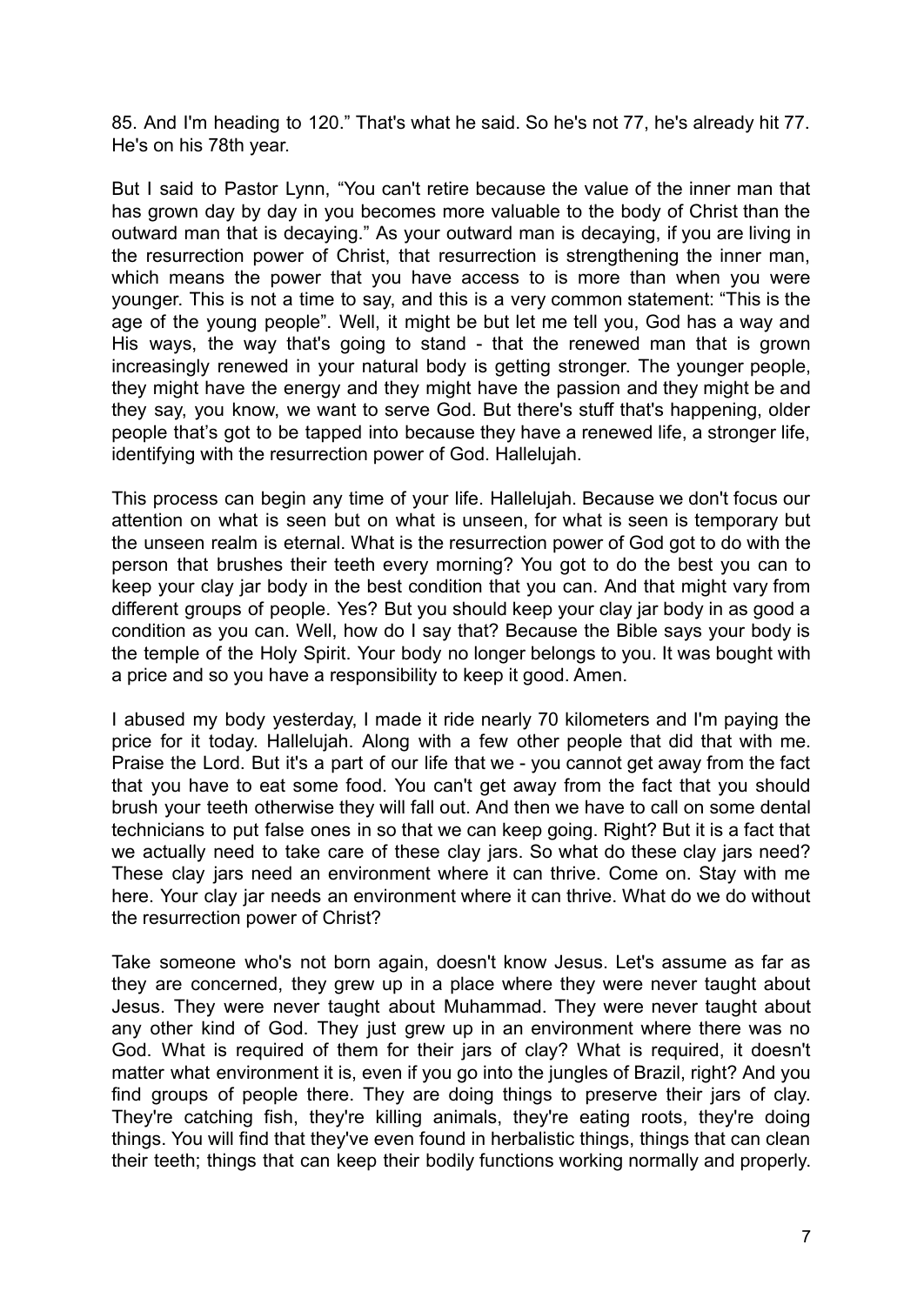85. And I'm heading to 120." That's what he said. So he's not 77, he's already hit 77. He's on his 78th year.

But I said to Pastor Lynn, "You can't retire because the value of the inner man that has grown day by day in you becomes more valuable to the body of Christ than the outward man that is decaying." As your outward man is decaying, if you are living in the resurrection power of Christ, that resurrection is strengthening the inner man, which means the power that you have access to is more than when you were younger. This is not a time to say, and this is a very common statement: "This is the age of the young people". Well, it might be but let me tell you, God has a way and His ways, the way that's going to stand - that the renewed man that is grown increasingly renewed in your natural body is getting stronger. The younger people, they might have the energy and they might have the passion and they might be and they say, you know, we want to serve God. But there's stuff that's happening, older people that's got to be tapped into because they have a renewed life, a stronger life, identifying with the resurrection power of God. Hallelujah.

This process can begin any time of your life. Hallelujah. Because we don't focus our attention on what is seen but on what is unseen, for what is seen is temporary but the unseen realm is eternal. What is the resurrection power of God got to do with the person that brushes their teeth every morning? You got to do the best you can to keep your clay jar body in the best condition that you can. And that might vary from different groups of people. Yes? But you should keep your clay jar body in as good a condition as you can. Well, how do I say that? Because the Bible says your body is the temple of the Holy Spirit. Your body no longer belongs to you. It was bought with a price and so you have a responsibility to keep it good. Amen.

I abused my body yesterday, I made it ride nearly 70 kilometers and I'm paying the price for it today. Hallelujah. Along with a few other people that did that with me. Praise the Lord. But it's a part of our life that we - you cannot get away from the fact that you have to eat some food. You can't get away from the fact that you should brush your teeth otherwise they will fall out. And then we have to call on some dental technicians to put false ones in so that we can keep going. Right? But it is a fact that we actually need to take care of these clay jars. So what do these clay jars need? These clay jars need an environment where it can thrive. Come on. Stay with me here. Your clay jar needs an environment where it can thrive. What do we do without the resurrection power of Christ?

Take someone who's not born again, doesn't know Jesus. Let's assume as far as they are concerned, they grew up in a place where they were never taught about Jesus. They were never taught about Muhammad. They were never taught about any other kind of God. They just grew up in an environment where there was no God. What is required of them for their jars of clay? What is required, it doesn't matter what environment it is, even if you go into the jungles of Brazil, right? And you find groups of people there. They are doing things to preserve their jars of clay. They're catching fish, they're killing animals, they're eating roots, they're doing things. You will find that they've even found in herbalistic things, things that can clean their teeth; things that can keep their bodily functions working normally and properly.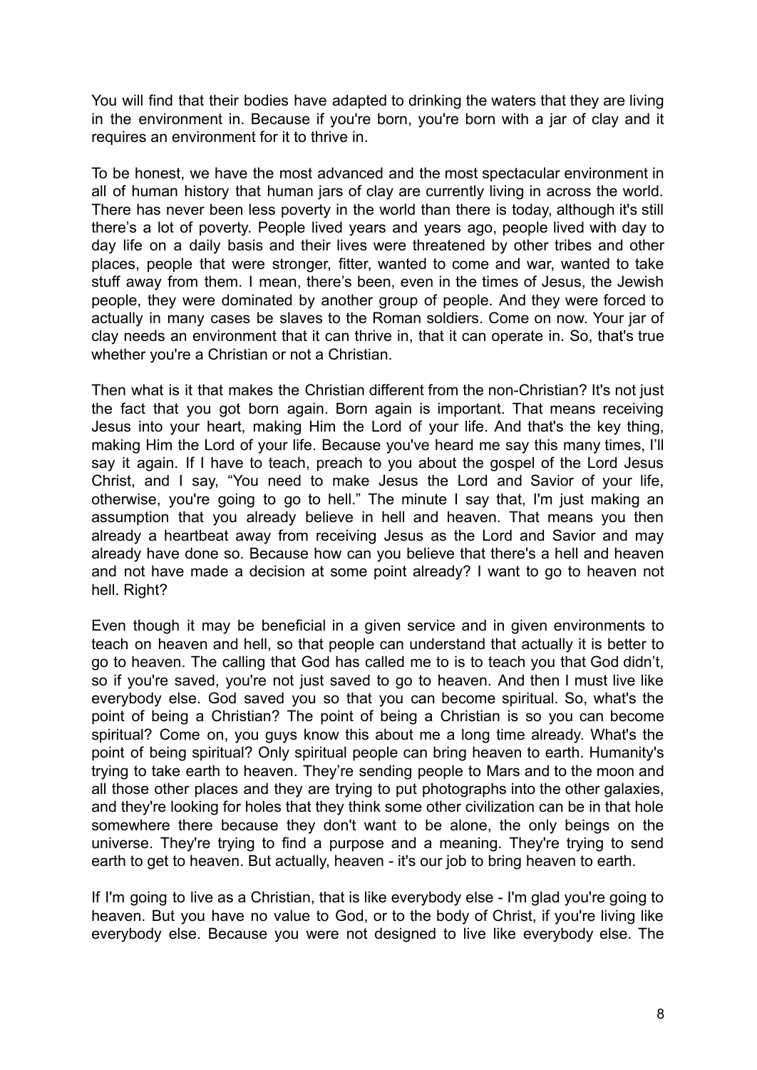You will find that their bodies have adapted to drinking the waters that they are living in the environment in. Because if you're born, you're born with a jar of clay and it requires an environment for it to thrive in.

To be honest, we have the most advanced and the most spectacular environment in all of human history that human jars of clay are currently living in across the world. There has never been less poverty in the world than there is today, although it's still there's a lot of poverty. People lived years and years ago, people lived with day to day life on a daily basis and their lives were threatened by other tribes and other places, people that were stronger, fitter, wanted to come and war, wanted to take stuff away from them. I mean, there's been, even in the times of Jesus, the Jewish people, they were dominated by another group of people. And they were forced to actually in many cases be slaves to the Roman soldiers. Come on now. Your jar of clay needs an environment that it can thrive in, that it can operate in. So, that's true whether you're a Christian or not a Christian.

Then what is it that makes the Christian different from the non-Christian? It's not just the fact that you got born again. Born again is important. That means receiving Jesus into your heart, making Him the Lord of your life. And that's the key thing, making Him the Lord of your life. Because you've heard me say this many times, I'll say it again. If I have to teach, preach to you about the gospel of the Lord Jesus Christ, and I say, "You need to make Jesus the Lord and Savior of your life, otherwise, you're going to go to hell." The minute I say that, I'm just making an assumption that you already believe in hell and heaven. That means you then already a heartbeat away from receiving Jesus as the Lord and Savior and may already have done so. Because how can you believe that there's a hell and heaven and not have made a decision at some point already? I want to go to heaven not hell. Right?

Even though it may be beneficial in a given service and in given environments to teach on heaven and hell, so that people can understand that actually it is better to go to heaven. The calling that God has called me to is to teach you that God didn't, so if you're saved, you're not just saved to go to heaven. And then I must live like everybody else. God saved you so that you can become spiritual. So, what's the point of being a Christian? The point of being a Christian is so you can become spiritual? Come on, you guys know this about me a long time already. What's the point of being spiritual? Only spiritual people can bring heaven to earth. Humanity's trying to take earth to heaven. They're sending people to Mars and to the moon and all those other places and they are trying to put photographs into the other galaxies, and they're looking for holes that they think some other civilization can be in that hole somewhere there because they don't want to be alone, the only beings on the universe. They're trying to find a purpose and a meaning. They're trying to send earth to get to heaven. But actually, heaven - it's our job to bring heaven to earth.

If I'm going to live as a Christian, that is like everybody else - I'm glad you're going to heaven. But you have no value to God, or to the body of Christ, if you're living like everybody else. Because you were not designed to live like everybody else. The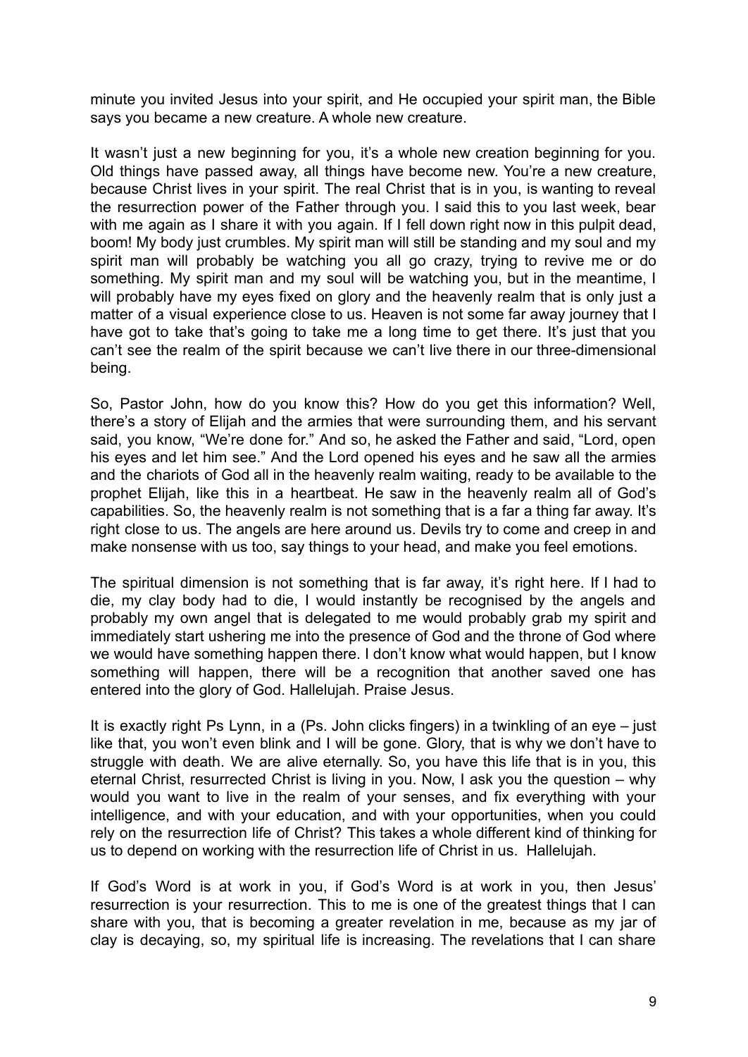minute you invited Jesus into your spirit, and He occupied your spirit man, the Bible says you became a new creature. A whole new creature.

It wasn't just a new beginning for you, it's a whole new creation beginning for you. Old things have passed away, all things have become new. You're a new creature, because Christ lives in your spirit. The real Christ that is in you, is wanting to reveal the resurrection power of the Father through you. I said this to you last week, bear with me again as I share it with you again. If I fell down right now in this pulpit dead, boom! My body just crumbles. My spirit man will still be standing and my soul and my spirit man will probably be watching you all go crazy, trying to revive me or do something. My spirit man and my soul will be watching you, but in the meantime, I will probably have my eyes fixed on glory and the heavenly realm that is only just a matter of a visual experience close to us. Heaven is not some far away journey that I have got to take that's going to take me a long time to get there. It's just that you can't see the realm of the spirit because we can't live there in our three-dimensional being.

So, Pastor John, how do you know this? How do you get this information? Well, there's a story of Elijah and the armies that were surrounding them, and his servant said, you know, "We're done for." And so, he asked the Father and said, "Lord, open his eyes and let him see." And the Lord opened his eyes and he saw all the armies and the chariots of God all in the heavenly realm waiting, ready to be available to the prophet Elijah, like this in a heartbeat. He saw in the heavenly realm all of God's capabilities. So, the heavenly realm is not something that is a far a thing far away. It's right close to us. The angels are here around us. Devils try to come and creep in and make nonsense with us too, say things to your head, and make you feel emotions.

The spiritual dimension is not something that is far away, it's right here. If I had to die, my clay body had to die, I would instantly be recognised by the angels and probably my own angel that is delegated to me would probably grab my spirit and immediately start ushering me into the presence of God and the throne of God where we would have something happen there. I don't know what would happen, but I know something will happen, there will be a recognition that another saved one has entered into the glory of God. Hallelujah. Praise Jesus.

It is exactly right Ps Lynn, in a (Ps. John clicks fingers) in a twinkling of an eye – just like that, you won't even blink and I will be gone. Glory, that is why we don't have to struggle with death. We are alive eternally. So, you have this life that is in you, this eternal Christ, resurrected Christ is living in you. Now, I ask you the question – why would you want to live in the realm of your senses, and fix everything with your intelligence, and with your education, and with your opportunities, when you could rely on the resurrection life of Christ? This takes a whole different kind of thinking for us to depend on working with the resurrection life of Christ in us. Hallelujah.

If God's Word is at work in you, if God's Word is at work in you, then Jesus' resurrection is your resurrection. This to me is one of the greatest things that I can share with you, that is becoming a greater revelation in me, because as my jar of clay is decaying, so, my spiritual life is increasing. The revelations that I can share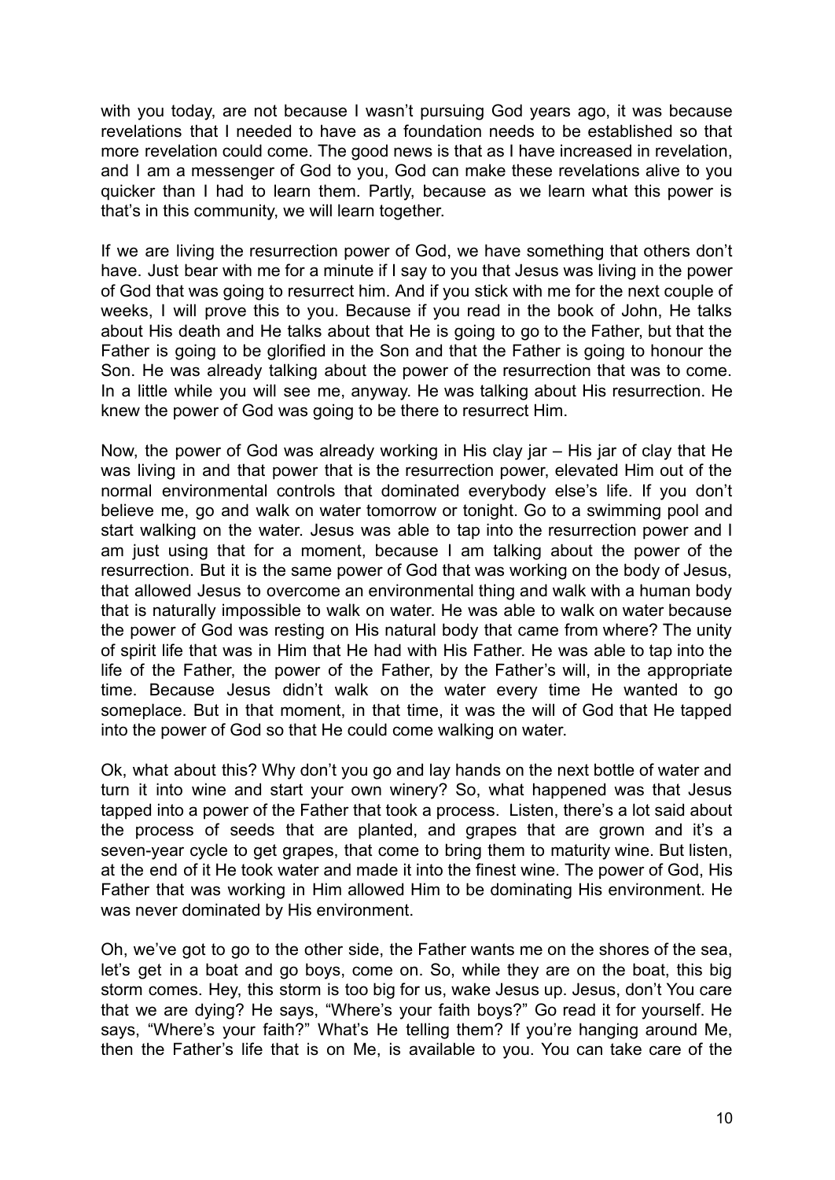with you today, are not because I wasn't pursuing God years ago, it was because revelations that I needed to have as a foundation needs to be established so that more revelation could come. The good news is that as I have increased in revelation, and I am a messenger of God to you, God can make these revelations alive to you quicker than I had to learn them. Partly, because as we learn what this power is that's in this community, we will learn together.

If we are living the resurrection power of God, we have something that others don't have. Just bear with me for a minute if I say to you that Jesus was living in the power of God that was going to resurrect him. And if you stick with me for the next couple of weeks, I will prove this to you. Because if you read in the book of John, He talks about His death and He talks about that He is going to go to the Father, but that the Father is going to be glorified in the Son and that the Father is going to honour the Son. He was already talking about the power of the resurrection that was to come. In a little while you will see me, anyway. He was talking about His resurrection. He knew the power of God was going to be there to resurrect Him.

Now, the power of God was already working in His clay jar – His jar of clay that He was living in and that power that is the resurrection power, elevated Him out of the normal environmental controls that dominated everybody else's life. If you don't believe me, go and walk on water tomorrow or tonight. Go to a swimming pool and start walking on the water. Jesus was able to tap into the resurrection power and I am just using that for a moment, because I am talking about the power of the resurrection. But it is the same power of God that was working on the body of Jesus, that allowed Jesus to overcome an environmental thing and walk with a human body that is naturally impossible to walk on water. He was able to walk on water because the power of God was resting on His natural body that came from where? The unity of spirit life that was in Him that He had with His Father. He was able to tap into the life of the Father, the power of the Father, by the Father's will, in the appropriate time. Because Jesus didn't walk on the water every time He wanted to go someplace. But in that moment, in that time, it was the will of God that He tapped into the power of God so that He could come walking on water.

Ok, what about this? Why don't you go and lay hands on the next bottle of water and turn it into wine and start your own winery? So, what happened was that Jesus tapped into a power of the Father that took a process. Listen, there's a lot said about the process of seeds that are planted, and grapes that are grown and it's a seven-year cycle to get grapes, that come to bring them to maturity wine. But listen, at the end of it He took water and made it into the finest wine. The power of God, His Father that was working in Him allowed Him to be dominating His environment. He was never dominated by His environment.

Oh, we've got to go to the other side, the Father wants me on the shores of the sea, let's get in a boat and go boys, come on. So, while they are on the boat, this big storm comes. Hey, this storm is too big for us, wake Jesus up. Jesus, don't You care that we are dying? He says, "Where's your faith boys?" Go read it for yourself. He says, "Where's your faith?" What's He telling them? If you're hanging around Me, then the Father's life that is on Me, is available to you. You can take care of the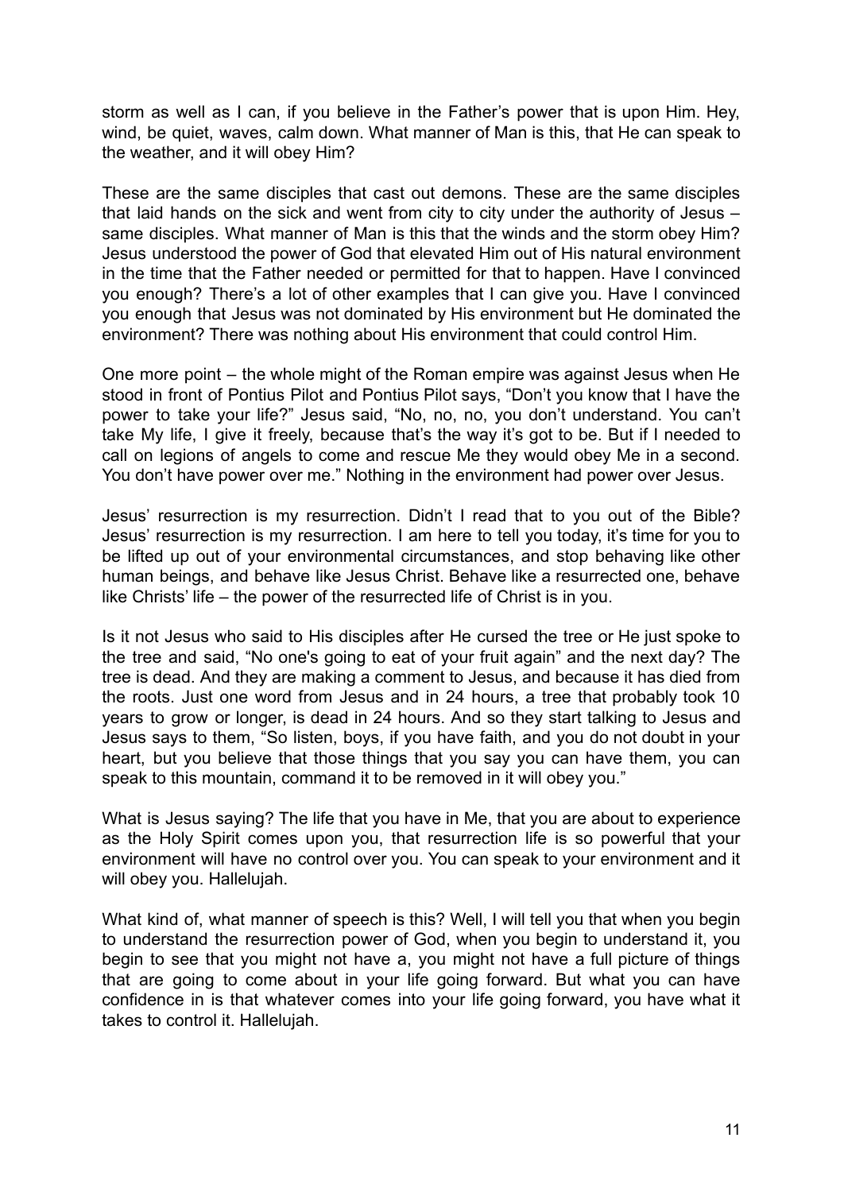storm as well as I can, if you believe in the Father's power that is upon Him. Hey, wind, be quiet, waves, calm down. What manner of Man is this, that He can speak to the weather, and it will obey Him?

These are the same disciples that cast out demons. These are the same disciples that laid hands on the sick and went from city to city under the authority of Jesus – same disciples. What manner of Man is this that the winds and the storm obey Him? Jesus understood the power of God that elevated Him out of His natural environment in the time that the Father needed or permitted for that to happen. Have I convinced you enough? There's a lot of other examples that I can give you. Have I convinced you enough that Jesus was not dominated by His environment but He dominated the environment? There was nothing about His environment that could control Him.

One more point – the whole might of the Roman empire was against Jesus when He stood in front of Pontius Pilot and Pontius Pilot says, "Don't you know that I have the power to take your life?" Jesus said, "No, no, no, you don't understand. You can't take My life, I give it freely, because that's the way it's got to be. But if I needed to call on legions of angels to come and rescue Me they would obey Me in a second. You don't have power over me." Nothing in the environment had power over Jesus.

Jesus' resurrection is my resurrection. Didn't I read that to you out of the Bible? Jesus' resurrection is my resurrection. I am here to tell you today, it's time for you to be lifted up out of your environmental circumstances, and stop behaving like other human beings, and behave like Jesus Christ. Behave like a resurrected one, behave like Christs' life – the power of the resurrected life of Christ is in you.

Is it not Jesus who said to His disciples after He cursed the tree or He just spoke to the tree and said, "No one's going to eat of your fruit again" and the next day? The tree is dead. And they are making a comment to Jesus, and because it has died from the roots. Just one word from Jesus and in 24 hours, a tree that probably took 10 years to grow or longer, is dead in 24 hours. And so they start talking to Jesus and Jesus says to them, "So listen, boys, if you have faith, and you do not doubt in your heart, but you believe that those things that you say you can have them, you can speak to this mountain, command it to be removed in it will obey you."

What is Jesus saying? The life that you have in Me, that you are about to experience as the Holy Spirit comes upon you, that resurrection life is so powerful that your environment will have no control over you. You can speak to your environment and it will obey you. Hallelujah.

What kind of, what manner of speech is this? Well, I will tell you that when you begin to understand the resurrection power of God, when you begin to understand it, you begin to see that you might not have a, you might not have a full picture of things that are going to come about in your life going forward. But what you can have confidence in is that whatever comes into your life going forward, you have what it takes to control it. Hallelujah.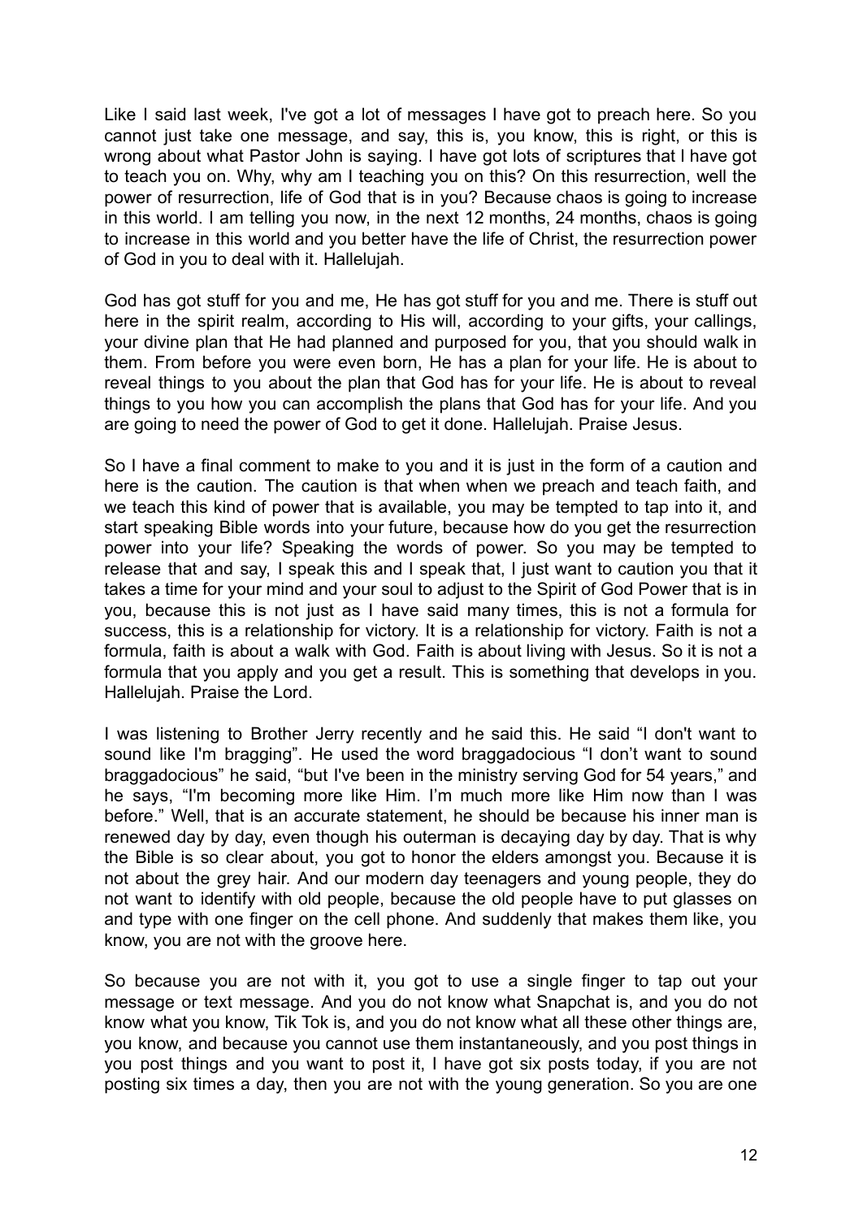Like I said last week, I've got a lot of messages I have got to preach here. So you cannot just take one message, and say, this is, you know, this is right, or this is wrong about what Pastor John is saying. I have got lots of scriptures that I have got to teach you on. Why, why am I teaching you on this? On this resurrection, well the power of resurrection, life of God that is in you? Because chaos is going to increase in this world. I am telling you now, in the next 12 months, 24 months, chaos is going to increase in this world and you better have the life of Christ, the resurrection power of God in you to deal with it. Hallelujah.

God has got stuff for you and me, He has got stuff for you and me. There is stuff out here in the spirit realm, according to His will, according to your gifts, your callings, your divine plan that He had planned and purposed for you, that you should walk in them. From before you were even born, He has a plan for your life. He is about to reveal things to you about the plan that God has for your life. He is about to reveal things to you how you can accomplish the plans that God has for your life. And you are going to need the power of God to get it done. Hallelujah. Praise Jesus.

So I have a final comment to make to you and it is just in the form of a caution and here is the caution. The caution is that when when we preach and teach faith, and we teach this kind of power that is available, you may be tempted to tap into it, and start speaking Bible words into your future, because how do you get the resurrection power into your life? Speaking the words of power. So you may be tempted to release that and say, I speak this and I speak that, I just want to caution you that it takes a time for your mind and your soul to adjust to the Spirit of God Power that is in you, because this is not just as I have said many times, this is not a formula for success, this is a relationship for victory. It is a relationship for victory. Faith is not a formula, faith is about a walk with God. Faith is about living with Jesus. So it is not a formula that you apply and you get a result. This is something that develops in you. Hallelujah. Praise the Lord.

I was listening to Brother Jerry recently and he said this. He said "I don't want to sound like I'm bragging". He used the word braggadocious "I don't want to sound braggadocious" he said, "but I've been in the ministry serving God for 54 years," and he says, "I'm becoming more like Him. I'm much more like Him now than I was before." Well, that is an accurate statement, he should be because his inner man is renewed day by day, even though his outerman is decaying day by day. That is why the Bible is so clear about, you got to honor the elders amongst you. Because it is not about the grey hair. And our modern day teenagers and young people, they do not want to identify with old people, because the old people have to put glasses on and type with one finger on the cell phone. And suddenly that makes them like, you know, you are not with the groove here.

So because you are not with it, you got to use a single finger to tap out your message or text message. And you do not know what Snapchat is, and you do not know what you know, Tik Tok is, and you do not know what all these other things are, you know, and because you cannot use them instantaneously, and you post things in you post things and you want to post it, I have got six posts today, if you are not posting six times a day, then you are not with the young generation. So you are one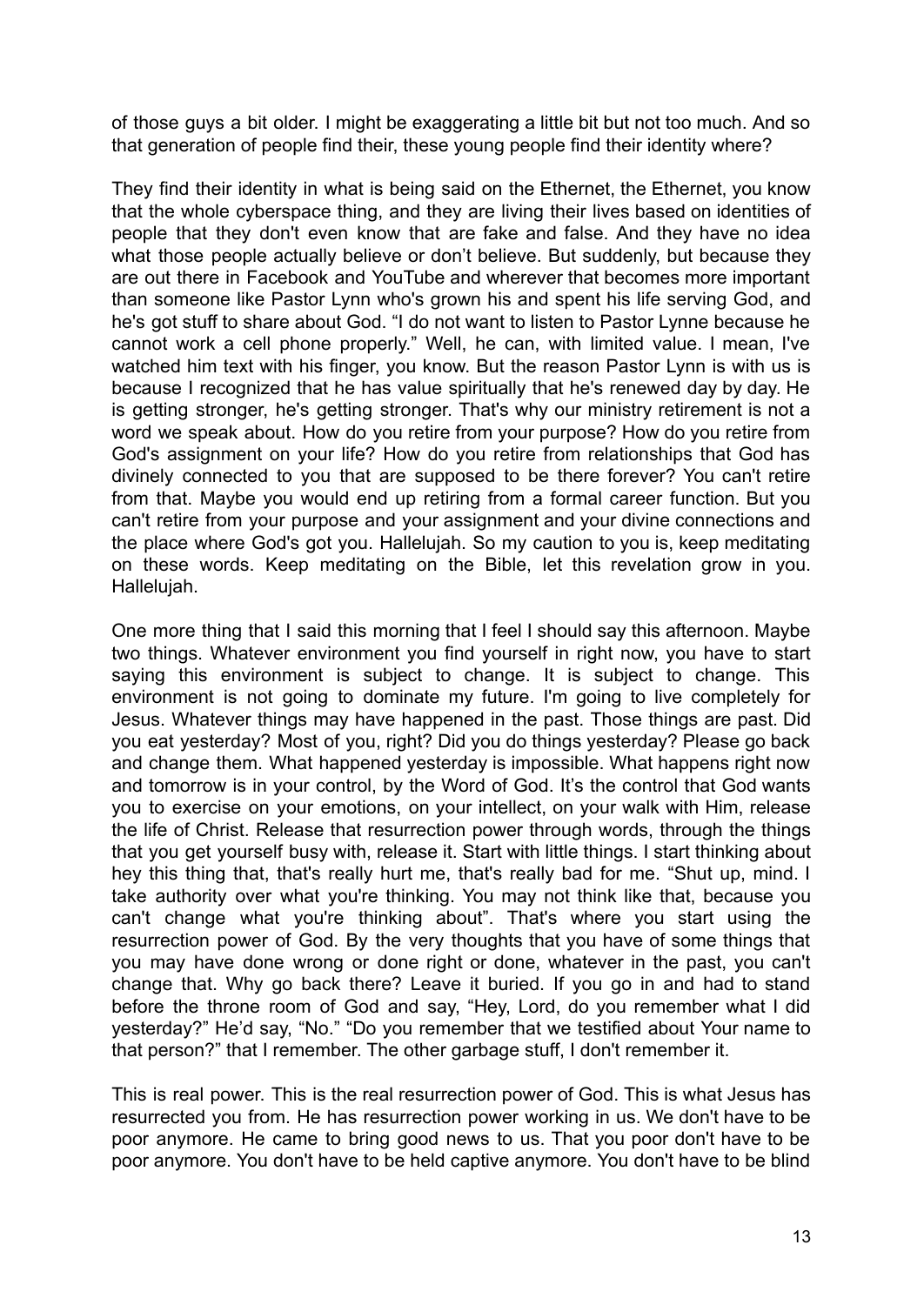of those guys a bit older. I might be exaggerating a little bit but not too much. And so that generation of people find their, these young people find their identity where?

They find their identity in what is being said on the Ethernet, the Ethernet, you know that the whole cyberspace thing, and they are living their lives based on identities of people that they don't even know that are fake and false. And they have no idea what those people actually believe or don't believe. But suddenly, but because they are out there in Facebook and YouTube and wherever that becomes more important than someone like Pastor Lynn who's grown his and spent his life serving God, and he's got stuff to share about God. "I do not want to listen to Pastor Lynne because he cannot work a cell phone properly." Well, he can, with limited value. I mean, I've watched him text with his finger, you know. But the reason Pastor Lynn is with us is because I recognized that he has value spiritually that he's renewed day by day. He is getting stronger, he's getting stronger. That's why our ministry retirement is not a word we speak about. How do you retire from your purpose? How do you retire from God's assignment on your life? How do you retire from relationships that God has divinely connected to you that are supposed to be there forever? You can't retire from that. Maybe you would end up retiring from a formal career function. But you can't retire from your purpose and your assignment and your divine connections and the place where God's got you. Hallelujah. So my caution to you is, keep meditating on these words. Keep meditating on the Bible, let this revelation grow in you. Hallelujah.

One more thing that I said this morning that I feel I should say this afternoon. Maybe two things. Whatever environment you find yourself in right now, you have to start saying this environment is subject to change. It is subject to change. This environment is not going to dominate my future. I'm going to live completely for Jesus. Whatever things may have happened in the past. Those things are past. Did you eat yesterday? Most of you, right? Did you do things yesterday? Please go back and change them. What happened yesterday is impossible. What happens right now and tomorrow is in your control, by the Word of God. It's the control that God wants you to exercise on your emotions, on your intellect, on your walk with Him, release the life of Christ. Release that resurrection power through words, through the things that you get yourself busy with, release it. Start with little things. I start thinking about hey this thing that, that's really hurt me, that's really bad for me. "Shut up, mind. I take authority over what you're thinking. You may not think like that, because you can't change what you're thinking about". That's where you start using the resurrection power of God. By the very thoughts that you have of some things that you may have done wrong or done right or done, whatever in the past, you can't change that. Why go back there? Leave it buried. If you go in and had to stand before the throne room of God and say, "Hey, Lord, do you remember what I did yesterday?" He'd say, "No." "Do you remember that we testified about Your name to that person?" that I remember. The other garbage stuff, I don't remember it.

This is real power. This is the real resurrection power of God. This is what Jesus has resurrected you from. He has resurrection power working in us. We don't have to be poor anymore. He came to bring good news to us. That you poor don't have to be poor anymore. You don't have to be held captive anymore. You don't have to be blind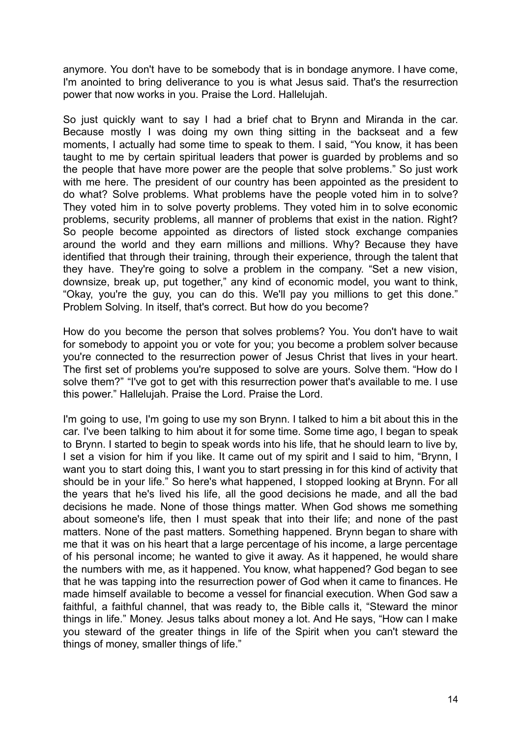anymore. You don't have to be somebody that is in bondage anymore. I have come, I'm anointed to bring deliverance to you is what Jesus said. That's the resurrection power that now works in you. Praise the Lord. Hallelujah.

So just quickly want to say I had a brief chat to Brynn and Miranda in the car. Because mostly I was doing my own thing sitting in the backseat and a few moments, I actually had some time to speak to them. I said, "You know, it has been taught to me by certain spiritual leaders that power is guarded by problems and so the people that have more power are the people that solve problems." So just work with me here. The president of our country has been appointed as the president to do what? Solve problems. What problems have the people voted him in to solve? They voted him in to solve poverty problems. They voted him in to solve economic problems, security problems, all manner of problems that exist in the nation. Right? So people become appointed as directors of listed stock exchange companies around the world and they earn millions and millions. Why? Because they have identified that through their training, through their experience, through the talent that they have. They're going to solve a problem in the company. "Set a new vision, downsize, break up, put together," any kind of economic model, you want to think, "Okay, you're the guy, you can do this. We'll pay you millions to get this done." Problem Solving. In itself, that's correct. But how do you become?

How do you become the person that solves problems? You. You don't have to wait for somebody to appoint you or vote for you; you become a problem solver because you're connected to the resurrection power of Jesus Christ that lives in your heart. The first set of problems you're supposed to solve are yours. Solve them. "How do I solve them?" "I've got to get with this resurrection power that's available to me. I use this power." Hallelujah. Praise the Lord. Praise the Lord.

I'm going to use, I'm going to use my son Brynn. I talked to him a bit about this in the car. I've been talking to him about it for some time. Some time ago, I began to speak to Brynn. I started to begin to speak words into his life, that he should learn to live by, I set a vision for him if you like. It came out of my spirit and I said to him, "Brynn, I want you to start doing this, I want you to start pressing in for this kind of activity that should be in your life." So here's what happened, I stopped looking at Brynn. For all the years that he's lived his life, all the good decisions he made, and all the bad decisions he made. None of those things matter. When God shows me something about someone's life, then I must speak that into their life; and none of the past matters. None of the past matters. Something happened. Brynn began to share with me that it was on his heart that a large percentage of his income, a large percentage of his personal income; he wanted to give it away. As it happened, he would share the numbers with me, as it happened. You know, what happened? God began to see that he was tapping into the resurrection power of God when it came to finances. He made himself available to become a vessel for financial execution. When God saw a faithful, a faithful channel, that was ready to, the Bible calls it, "Steward the minor things in life." Money. Jesus talks about money a lot. And He says, "How can I make you steward of the greater things in life of the Spirit when you can't steward the things of money, smaller things of life."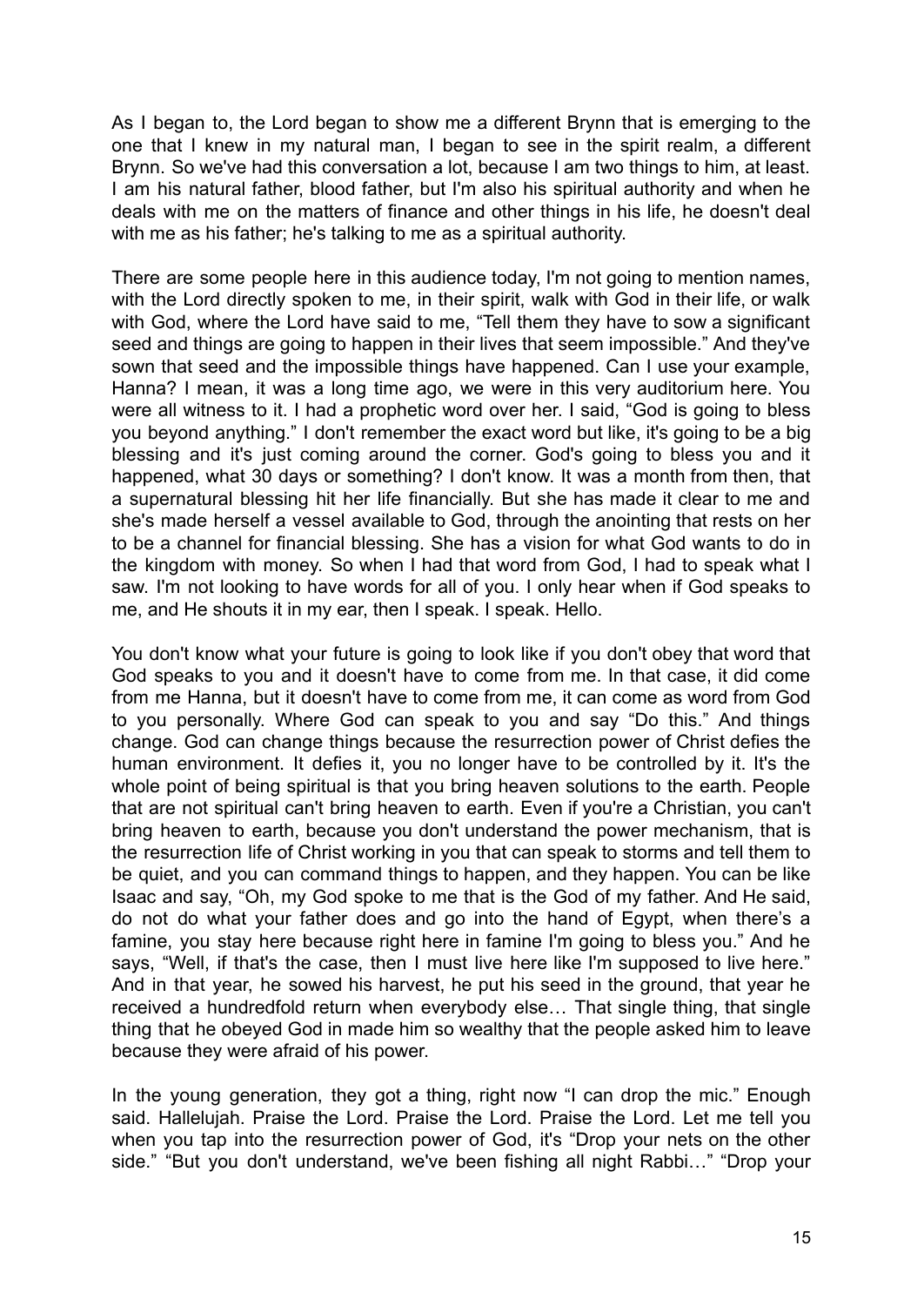As I began to, the Lord began to show me a different Brynn that is emerging to the one that I knew in my natural man, I began to see in the spirit realm, a different Brynn. So we've had this conversation a lot, because I am two things to him, at least. I am his natural father, blood father, but I'm also his spiritual authority and when he deals with me on the matters of finance and other things in his life, he doesn't deal with me as his father; he's talking to me as a spiritual authority.

There are some people here in this audience today, I'm not going to mention names, with the Lord directly spoken to me, in their spirit, walk with God in their life, or walk with God, where the Lord have said to me, "Tell them they have to sow a significant seed and things are going to happen in their lives that seem impossible." And they've sown that seed and the impossible things have happened. Can I use your example, Hanna? I mean, it was a long time ago, we were in this very auditorium here. You were all witness to it. I had a prophetic word over her. I said, "God is going to bless you beyond anything." I don't remember the exact word but like, it's going to be a big blessing and it's just coming around the corner. God's going to bless you and it happened, what 30 days or something? I don't know. It was a month from then, that a supernatural blessing hit her life financially. But she has made it clear to me and she's made herself a vessel available to God, through the anointing that rests on her to be a channel for financial blessing. She has a vision for what God wants to do in the kingdom with money. So when I had that word from God, I had to speak what I saw. I'm not looking to have words for all of you. I only hear when if God speaks to me, and He shouts it in my ear, then I speak. I speak. Hello.

You don't know what your future is going to look like if you don't obey that word that God speaks to you and it doesn't have to come from me. In that case, it did come from me Hanna, but it doesn't have to come from me, it can come as word from God to you personally. Where God can speak to you and say "Do this." And things change. God can change things because the resurrection power of Christ defies the human environment. It defies it, you no longer have to be controlled by it. It's the whole point of being spiritual is that you bring heaven solutions to the earth. People that are not spiritual can't bring heaven to earth. Even if you're a Christian, you can't bring heaven to earth, because you don't understand the power mechanism, that is the resurrection life of Christ working in you that can speak to storms and tell them to be quiet, and you can command things to happen, and they happen. You can be like Isaac and say, "Oh, my God spoke to me that is the God of my father. And He said, do not do what your father does and go into the hand of Egypt, when there's a famine, you stay here because right here in famine I'm going to bless you." And he says, "Well, if that's the case, then I must live here like I'm supposed to live here." And in that year, he sowed his harvest, he put his seed in the ground, that year he received a hundredfold return when everybody else… That single thing, that single thing that he obeyed God in made him so wealthy that the people asked him to leave because they were afraid of his power.

In the young generation, they got a thing, right now "I can drop the mic." Enough said. Hallelujah. Praise the Lord. Praise the Lord. Praise the Lord. Let me tell you when you tap into the resurrection power of God, it's "Drop your nets on the other side." "But you don't understand, we've been fishing all night Rabbi…" "Drop your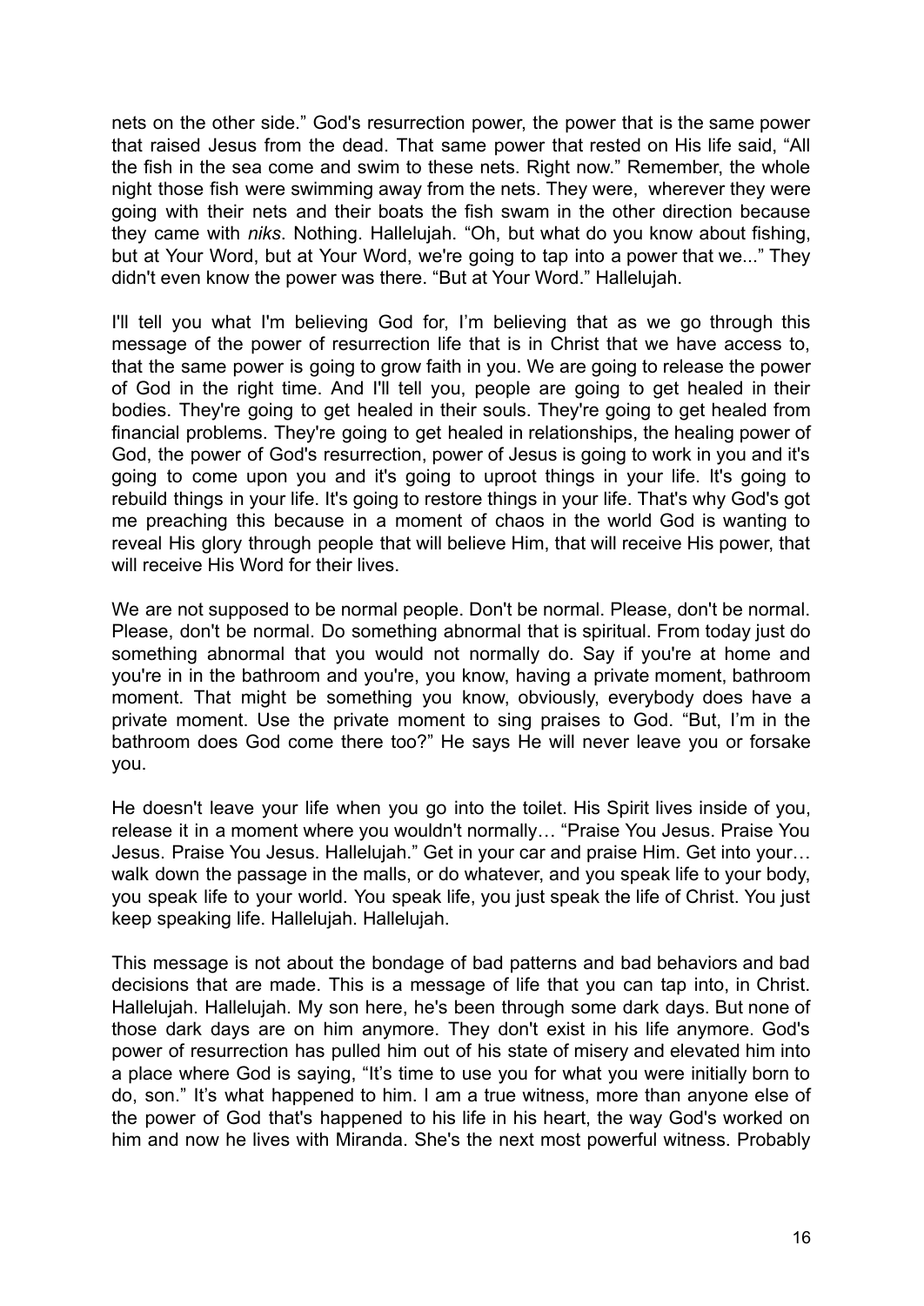nets on the other side." God's resurrection power, the power that is the same power that raised Jesus from the dead. That same power that rested on His life said, "All the fish in the sea come and swim to these nets. Right now." Remember, the whole night those fish were swimming away from the nets. They were, wherever they were going with their nets and their boats the fish swam in the other direction because they came with *niks*. Nothing. Hallelujah. "Oh, but what do you know about fishing, but at Your Word, but at Your Word, we're going to tap into a power that we..." They didn't even know the power was there. "But at Your Word." Hallelujah.

I'll tell you what I'm believing God for, I'm believing that as we go through this message of the power of resurrection life that is in Christ that we have access to, that the same power is going to grow faith in you. We are going to release the power of God in the right time. And I'll tell you, people are going to get healed in their bodies. They're going to get healed in their souls. They're going to get healed from financial problems. They're going to get healed in relationships, the healing power of God, the power of God's resurrection, power of Jesus is going to work in you and it's going to come upon you and it's going to uproot things in your life. It's going to rebuild things in your life. It's going to restore things in your life. That's why God's got me preaching this because in a moment of chaos in the world God is wanting to reveal His glory through people that will believe Him, that will receive His power, that will receive His Word for their lives.

We are not supposed to be normal people. Don't be normal. Please, don't be normal. Please, don't be normal. Do something abnormal that is spiritual. From today just do something abnormal that you would not normally do. Say if you're at home and you're in in the bathroom and you're, you know, having a private moment, bathroom moment. That might be something you know, obviously, everybody does have a private moment. Use the private moment to sing praises to God. "But, I'm in the bathroom does God come there too?" He says He will never leave you or forsake you.

He doesn't leave your life when you go into the toilet. His Spirit lives inside of you, release it in a moment where you wouldn't normally… "Praise You Jesus. Praise You Jesus. Praise You Jesus. Hallelujah." Get in your car and praise Him. Get into your… walk down the passage in the malls, or do whatever, and you speak life to your body, you speak life to your world. You speak life, you just speak the life of Christ. You just keep speaking life. Hallelujah. Hallelujah.

This message is not about the bondage of bad patterns and bad behaviors and bad decisions that are made. This is a message of life that you can tap into, in Christ. Hallelujah. Hallelujah. My son here, he's been through some dark days. But none of those dark days are on him anymore. They don't exist in his life anymore. God's power of resurrection has pulled him out of his state of misery and elevated him into a place where God is saying, "It's time to use you for what you were initially born to do, son." It's what happened to him. I am a true witness, more than anyone else of the power of God that's happened to his life in his heart, the way God's worked on him and now he lives with Miranda. She's the next most powerful witness. Probably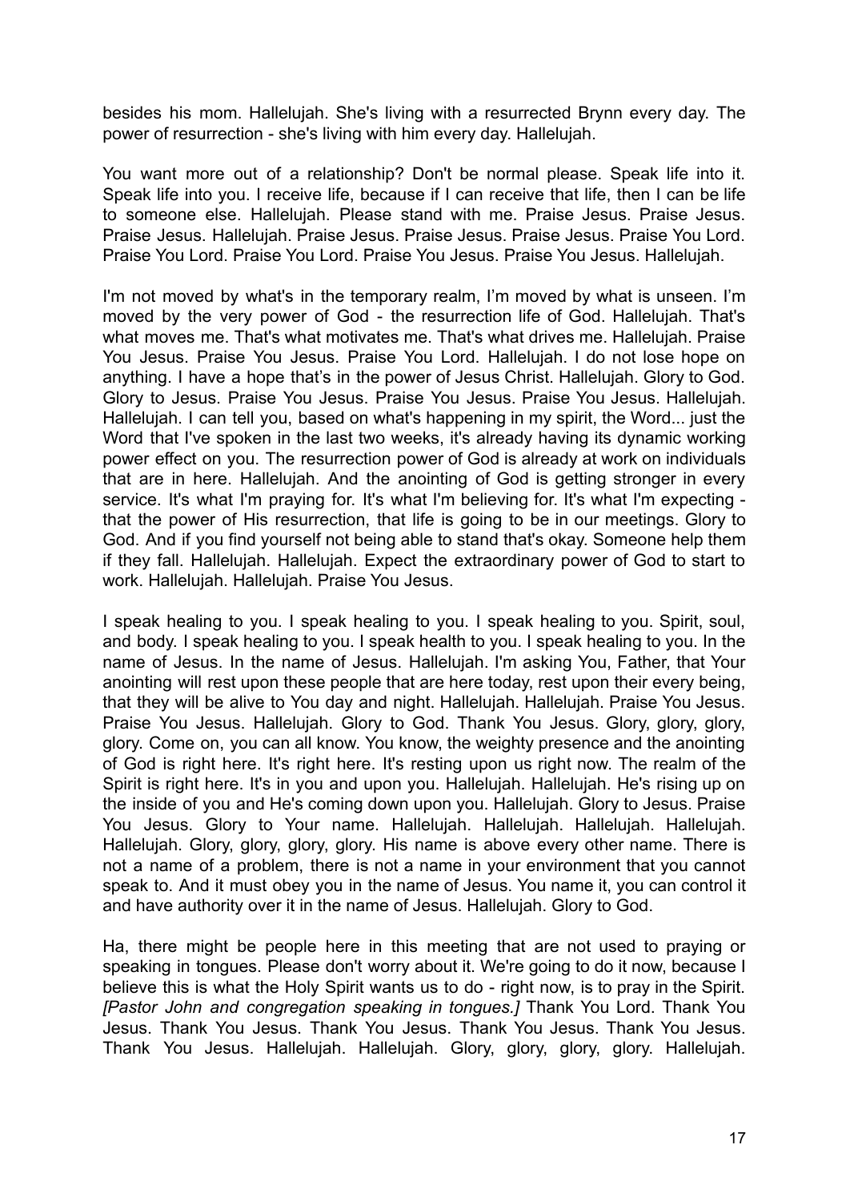besides his mom. Hallelujah. She's living with a resurrected Brynn every day. The power of resurrection - she's living with him every day. Hallelujah.

You want more out of a relationship? Don't be normal please. Speak life into it. Speak life into you. I receive life, because if I can receive that life, then I can be life to someone else. Hallelujah. Please stand with me. Praise Jesus. Praise Jesus. Praise Jesus. Hallelujah. Praise Jesus. Praise Jesus. Praise Jesus. Praise You Lord. Praise You Lord. Praise You Lord. Praise You Jesus. Praise You Jesus. Hallelujah.

I'm not moved by what's in the temporary realm, I'm moved by what is unseen. I'm moved by the very power of God - the resurrection life of God. Hallelujah. That's what moves me. That's what motivates me. That's what drives me. Hallelujah. Praise You Jesus. Praise You Jesus. Praise You Lord. Hallelujah. I do not lose hope on anything. I have a hope that's in the power of Jesus Christ. Hallelujah. Glory to God. Glory to Jesus. Praise You Jesus. Praise You Jesus. Praise You Jesus. Hallelujah. Hallelujah. I can tell you, based on what's happening in my spirit, the Word... just the Word that I've spoken in the last two weeks, it's already having its dynamic working power effect on you. The resurrection power of God is already at work on individuals that are in here. Hallelujah. And the anointing of God is getting stronger in every service. It's what I'm praying for. It's what I'm believing for. It's what I'm expecting - that the power of His resurrection, that life is going to be in our meetings. Glory to God. And if you find yourself not being able to stand that's okay. Someone help them if they fall. Hallelujah. Hallelujah. Expect the extraordinary power of God to start to work. Hallelujah. Hallelujah. Praise You Jesus.

I speak healing to you. I speak healing to you. I speak healing to you. Spirit, soul, and body. I speak healing to you. I speak health to you. I speak healing to you. In the name of Jesus. In the name of Jesus. Hallelujah. I'm asking You, Father, that Your anointing will rest upon these people that are here today, rest upon their every being, that they will be alive to You day and night. Hallelujah. Hallelujah. Praise You Jesus. Praise You Jesus. Hallelujah. Glory to God. Thank You Jesus. Glory, glory, glory, glory. Come on, you can all know. You know, the weighty presence and the anointing of God is right here. It's right here. It's resting upon us right now. The realm of the Spirit is right here. It's in you and upon you. Hallelujah. Hallelujah. He's rising up on the inside of you and He's coming down upon you. Hallelujah. Glory to Jesus. Praise You Jesus. Glory to Your name. Hallelujah. Hallelujah. Hallelujah. Hallelujah. Hallelujah. Glory, glory, glory, glory. His name is above every other name. There is not a name of a problem, there is not a name in your environment that you cannot speak to. And it must obey you in the name of Jesus. You name it, you can control it and have authority over it in the name of Jesus. Hallelujah. Glory to God.

Ha, there might be people here in this meeting that are not used to praying or speaking in tongues. Please don't worry about it. We're going to do it now, because I believe this is what the Holy Spirit wants us to do - right now, is to pray in the Spirit. *[Pastor John and congregation speaking in tongues.]* Thank You Lord. Thank You Jesus. Thank You Jesus. Thank You Jesus. Thank You Jesus. Thank You Jesus. Thank You Jesus. Hallelujah. Hallelujah. Glory, glory, glory, glory. Hallelujah.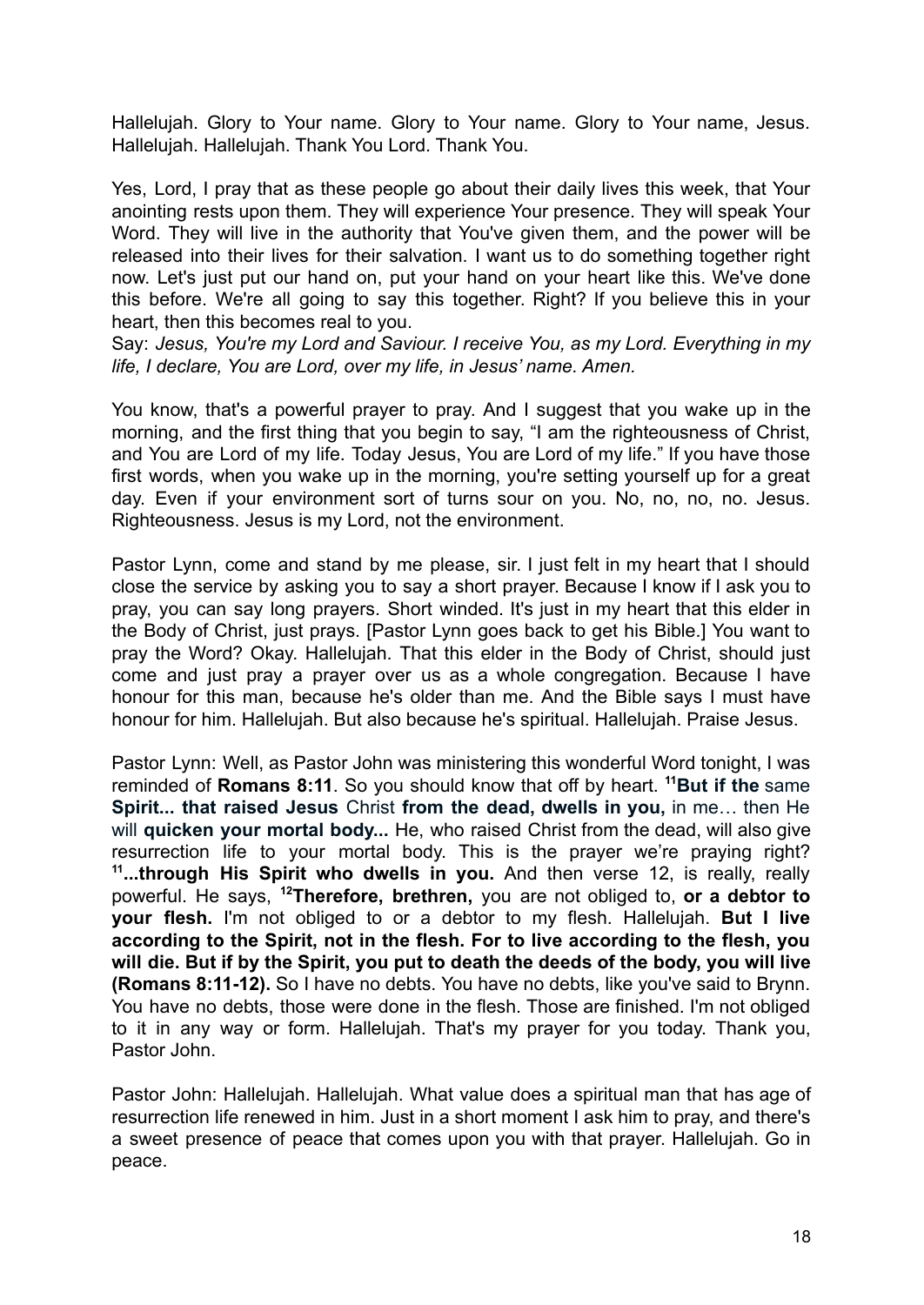Hallelujah. Glory to Your name. Glory to Your name. Glory to Your name, Jesus. Hallelujah. Hallelujah. Thank You Lord. Thank You.

Yes, Lord, I pray that as these people go about their daily lives this week, that Your anointing rests upon them. They will experience Your presence. They will speak Your Word. They will live in the authority that You've given them, and the power will be released into their lives for their salvation. I want us to do something together right now. Let's just put our hand on, put your hand on your heart like this. We've done this before. We're all going to say this together. Right? If you believe this in your heart, then this becomes real to you.
Say: *Jesus, You're my Lord and Saviour. I receive You, as my Lord. Everything in my life, I declare, You are Lord, over my life, in Jesus' name. Amen.*

You know, that's a powerful prayer to pray. And I suggest that you wake up in the morning, and the first thing that you begin to say, "I am the righteousness of Christ, and You are Lord of my life. Today Jesus, You are Lord of my life." If you have those first words, when you wake up in the morning, you're setting yourself up for a great day. Even if your environment sort of turns sour on you. No, no, no, no. Jesus. Righteousness. Jesus is my Lord, not the environment.

Pastor Lynn, come and stand by me please, sir. I just felt in my heart that I should close the service by asking you to say a short prayer. Because I know if I ask you to pray, you can say long prayers. Short winded. It's just in my heart that this elder in the Body of Christ, just prays. [Pastor Lynn goes back to get his Bible.] You want to pray the Word? Okay. Hallelujah. That this elder in the Body of Christ, should just come and just pray a prayer over us as a whole congregation. Because I have honour for this man, because he's older than me. And the Bible says I must have honour for him. Hallelujah. But also because he's spiritual. Hallelujah. Praise Jesus.

Pastor Lynn: Well, as Pastor John was ministering this wonderful Word tonight, I was reminded of **Romans 8:11**. So you should know that off by heart. [11]**But if the** same **Spirit... that raised Jesus** Christ **from the dead, dwells in you,** in me… then He will **quicken your mortal body...** He, who raised Christ from the dead, will also give resurrection life to your mortal body. This is the prayer we're praying right? [11]**...through His Spirit who dwells in you.** And then verse 12, is really, really powerful. He says, [12]**Therefore, brethren,** you are not obliged to, **or a debtor to your flesh.** I'm not obliged to or a debtor to my flesh. Hallelujah. **But I live according to the Spirit, not in the flesh. For to live according to the flesh, you will die. But if by the Spirit, you put to death the deeds of the body, you will live (Romans 8:11-12).** So I have no debts. You have no debts, like you've said to Brynn. You have no debts, those were done in the flesh. Those are finished. I'm not obliged to it in any way or form. Hallelujah. That's my prayer for you today. Thank you, Pastor John.

Pastor John: Hallelujah. Hallelujah. What value does a spiritual man that has age of resurrection life renewed in him. Just in a short moment I ask him to pray, and there's a sweet presence of peace that comes upon you with that prayer. Hallelujah. Go in peace.